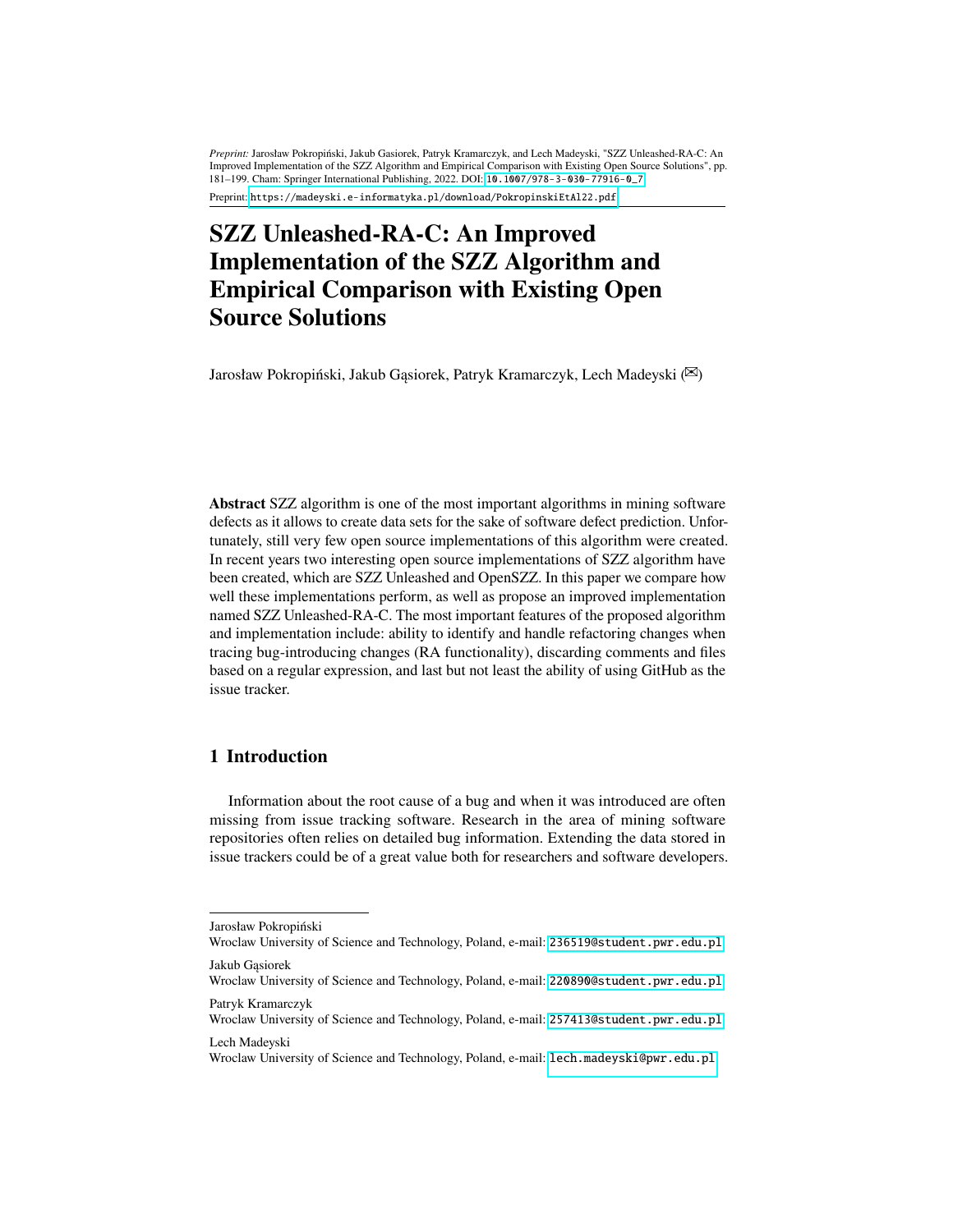*Preprint:* Jarosław Pokropiński, Jakub Gasiorek, Patryk Kramarczyk, and Lech Madeyski, "SZZ Unleashed-RA-C: An Improved Implementation of the SZZ Algorithm and Empirical Comparison with Existing Open Source Solutions", pp. 181–199. Cham: Springer International Publishing, 2022. DOI: 10.1007/978-3-030-77916-0_7

Preprint: https://madeyski.e-informatyka.pl/download/PokropinskiEtAl22.pdf

# SZZ Unleashed-RA-C: An Improved Implementation of the SZZ Algorithm and Empirical Comparison with Existing Open Source Solutions

Jarosław Pokropiński, Jakub Gąsiorek, Patryk Kramarczyk, Lech Madeyski (✉)

**Abstract** SZZ algorithm is one of the most important algorithms in mining software defects as it allows to create data sets for the sake of software defect prediction. Unfortunately, still very few open source implementations of this algorithm were created. In recent years two interesting open source implementations of SZZ algorithm have been created, which are SZZ Unleashed and OpenSZZ. In this paper we compare how well these implementations perform, as well as propose an improved implementation named SZZ Unleashed-RA-C. The most important features of the proposed algorithm and implementation include: ability to identify and handle refactoring changes when tracing bug-introducing changes (RA functionality), discarding comments and files based on a regular expression, and last but not least the ability of using GitHub as the issue tracker.

## 1 Introduction

Information about the root cause of a bug and when it was introduced are often missing from issue tracking software. Research in the area of mining software repositories often relies on detailed bug information. Extending the data stored in issue trackers could be of a great value both for researchers and software developers.

---

Jarosław Pokropiński
Wroclaw University of Science and Technology, Poland, e-mail: 236519@student.pwr.edu.pl

Jakub Gąsiorek
Wroclaw University of Science and Technology, Poland, e-mail: 220890@student.pwr.edu.pl

Patryk Kramarczyk
Wroclaw University of Science and Technology, Poland, e-mail: 257413@student.pwr.edu.pl

Lech Madeyski
Wroclaw University of Science and Technology, Poland, e-mail: lech.madeyski@pwr.edu.pl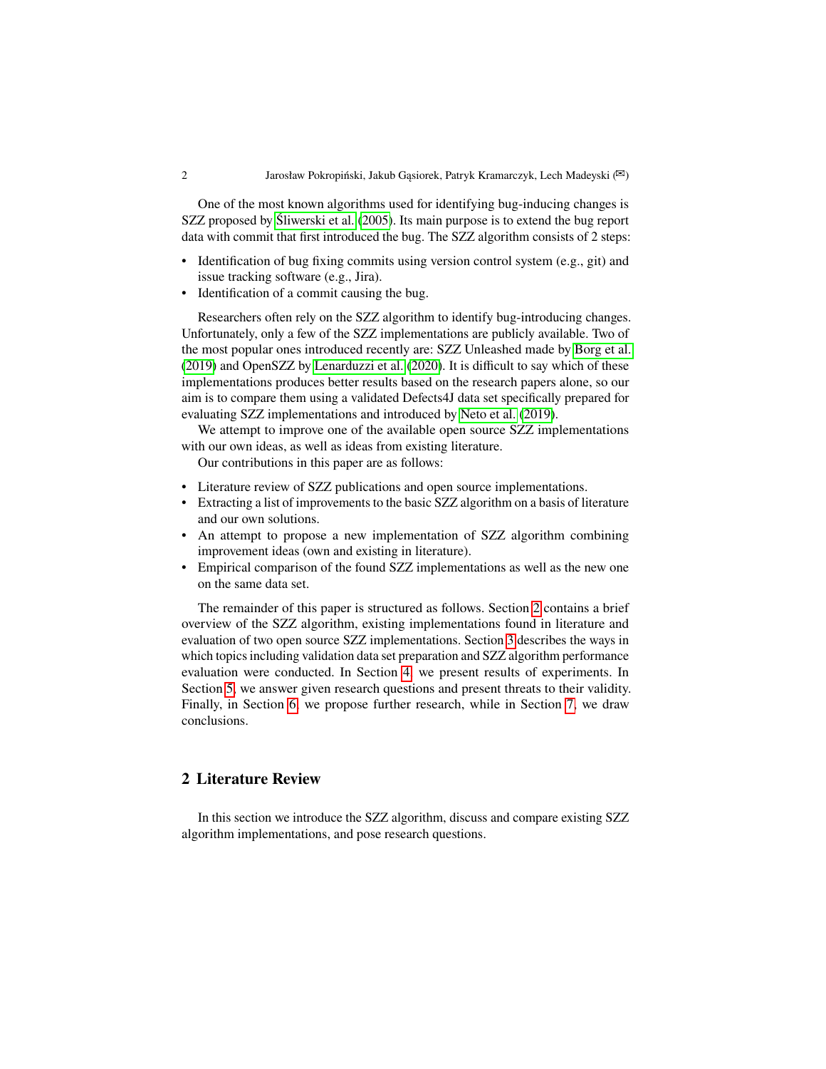One of the most known algorithms used for identifying bug-inducing changes is SZZ proposed by Śliwerski et al. (2005). Its main purpose is to extend the bug report data with commit that first introduced the bug. The SZZ algorithm consists of 2 steps:

- Identification of bug fixing commits using version control system (e.g., git) and issue tracking software (e.g., Jira).
- Identification of a commit causing the bug.

Researchers often rely on the SZZ algorithm to identify bug-introducing changes. Unfortunately, only a few of the SZZ implementations are publicly available. Two of the most popular ones introduced recently are: SZZ Unleashed made by Borg et al. (2019) and OpenSZZ by Lenarduzzi et al. (2020). It is difficult to say which of these implementations produces better results based on the research papers alone, so our aim is to compare them using a validated Defects4J data set specifically prepared for evaluating SZZ implementations and introduced by Neto et al. (2019).

We attempt to improve one of the available open source SZZ implementations with our own ideas, as well as ideas from existing literature.

Our contributions in this paper are as follows:

- Literature review of SZZ publications and open source implementations.
- Extracting a list of improvements to the basic SZZ algorithm on a basis of literature and our own solutions.
- An attempt to propose a new implementation of SZZ algorithm combining improvement ideas (own and existing in literature).
- Empirical comparison of the found SZZ implementations as well as the new one on the same data set.

The remainder of this paper is structured as follows. Section 2 contains a brief overview of the SZZ algorithm, existing implementations found in literature and evaluation of two open source SZZ implementations. Section 3 describes the ways in which topics including validation data set preparation and SZZ algorithm performance evaluation were conducted. In Section 4, we present results of experiments. In Section 5, we answer given research questions and present threats to their validity. Finally, in Section 6, we propose further research, while in Section 7, we draw conclusions.

## 2 Literature Review

In this section we introduce the SZZ algorithm, discuss and compare existing SZZ algorithm implementations, and pose research questions.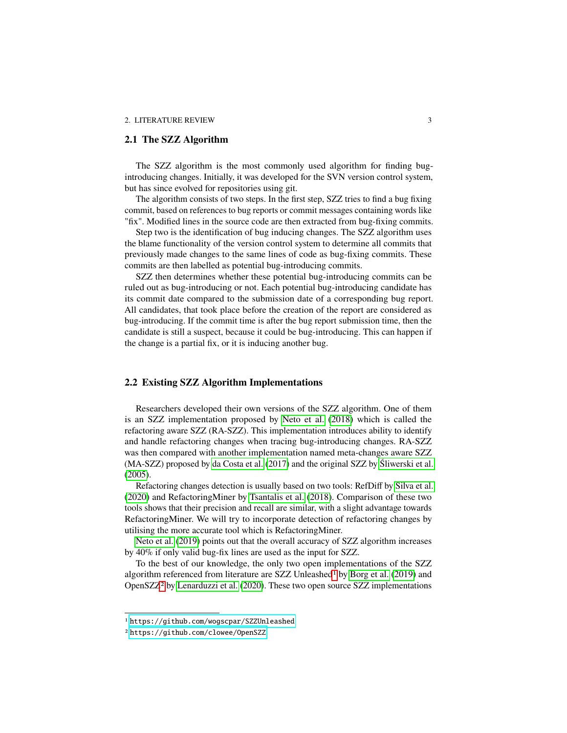## 2.1 The SZZ Algorithm

The SZZ algorithm is the most commonly used algorithm for finding bug-introducing changes. Initially, it was developed for the SVN version control system, but has since evolved for repositories using git.

The algorithm consists of two steps. In the first step, SZZ tries to find a bug fixing commit, based on references to bug reports or commit messages containing words like "fix". Modified lines in the source code are then extracted from bug-fixing commits.

Step two is the identification of bug inducing changes. The SZZ algorithm uses the blame functionality of the version control system to determine all commits that previously made changes to the same lines of code as bug-fixing commits. These commits are then labelled as potential bug-introducing commits.

SZZ then determines whether these potential bug-introducing commits can be ruled out as bug-introducing or not. Each potential bug-introducing candidate has its commit date compared to the submission date of a corresponding bug report. All candidates, that took place before the creation of the report are considered as bug-introducing. If the commit time is after the bug report submission time, then the candidate is still a suspect, because it could be bug-introducing. This can happen if the change is a partial fix, or it is inducing another bug.

## 2.2 Existing SZZ Algorithm Implementations

Researchers developed their own versions of the SZZ algorithm. One of them is an SZZ implementation proposed by Neto et al. (2018) which is called the refactoring aware SZZ (RA-SZZ). This implementation introduces ability to identify and handle refactoring changes when tracing bug-introducing changes. RA-SZZ was then compared with another implementation named meta-changes aware SZZ (MA-SZZ) proposed by da Costa et al. (2017) and the original SZZ by Śliwerski et al. (2005).

Refactoring changes detection is usually based on two tools: RefDiff by Silva et al. (2020) and RefactoringMiner by Tsantalis et al. (2018). Comparison of these two tools shows that their precision and recall are similar, with a slight advantage towards RefactoringMiner. We will try to incorporate detection of refactoring changes by utilising the more accurate tool which is RefactoringMiner.

Neto et al. (2019) points out that the overall accuracy of SZZ algorithm increases by 40% if only valid bug-fix lines are used as the input for SZZ.

To the best of our knowledge, the only two open implementations of the SZZ algorithm referenced from literature are SZZ Unleashed[1] by Borg et al. (2019) and OpenSZZ[2] by Lenarduzzi et al. (2020). These two open source SZZ implementations

[1] https://github.com/wogscpar/SZZUnleashed

[2] https://github.com/clowee/OpenSZZ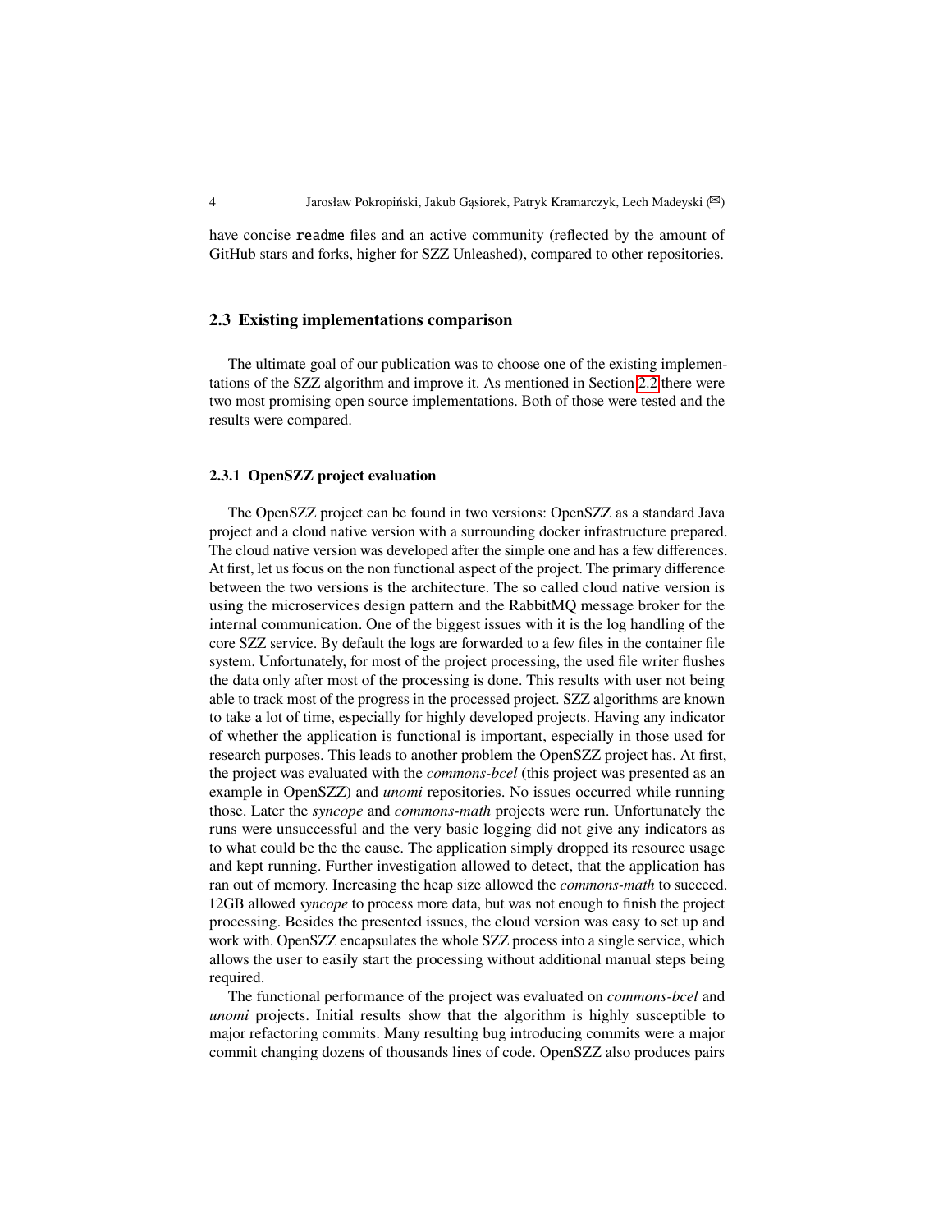have concise `readme` files and an active community (reflected by the amount of GitHub stars and forks, higher for SZZ Unleashed), compared to other repositories.

### 2.3 Existing implementations comparison

The ultimate goal of our publication was to choose one of the existing implementations of the SZZ algorithm and improve it. As mentioned in Section 2.2 there were two most promising open source implementations. Both of those were tested and the results were compared.

#### 2.3.1 OpenSZZ project evaluation

The OpenSZZ project can be found in two versions: OpenSZZ as a standard Java project and a cloud native version with a surrounding docker infrastructure prepared. The cloud native version was developed after the simple one and has a few differences. At first, let us focus on the non functional aspect of the project. The primary difference between the two versions is the architecture. The so called cloud native version is using the microservices design pattern and the RabbitMQ message broker for the internal communication. One of the biggest issues with it is the log handling of the core SZZ service. By default the logs are forwarded to a few files in the container file system. Unfortunately, for most of the project processing, the used file writer flushes the data only after most of the processing is done. This results with user not being able to track most of the progress in the processed project. SZZ algorithms are known to take a lot of time, especially for highly developed projects. Having any indicator of whether the application is functional is important, especially in those used for research purposes. This leads to another problem the OpenSZZ project has. At first, the project was evaluated with the *commons-bcel* (this project was presented as an example in OpenSZZ) and *unomi* repositories. No issues occurred while running those. Later the *syncope* and *commons-math* projects were run. Unfortunately the runs were unsuccessful and the very basic logging did not give any indicators as to what could be the the cause. The application simply dropped its resource usage and kept running. Further investigation allowed to detect, that the application has ran out of memory. Increasing the heap size allowed the *commons-math* to succeed. 12GB allowed *syncope* to process more data, but was not enough to finish the project processing. Besides the presented issues, the cloud version was easy to set up and work with. OpenSZZ encapsulates the whole SZZ process into a single service, which allows the user to easily start the processing without additional manual steps being required.

The functional performance of the project was evaluated on *commons-bcel* and *unomi* projects. Initial results show that the algorithm is highly susceptible to major refactoring commits. Many resulting bug introducing commits were a major commit changing dozens of thousands lines of code. OpenSZZ also produces pairs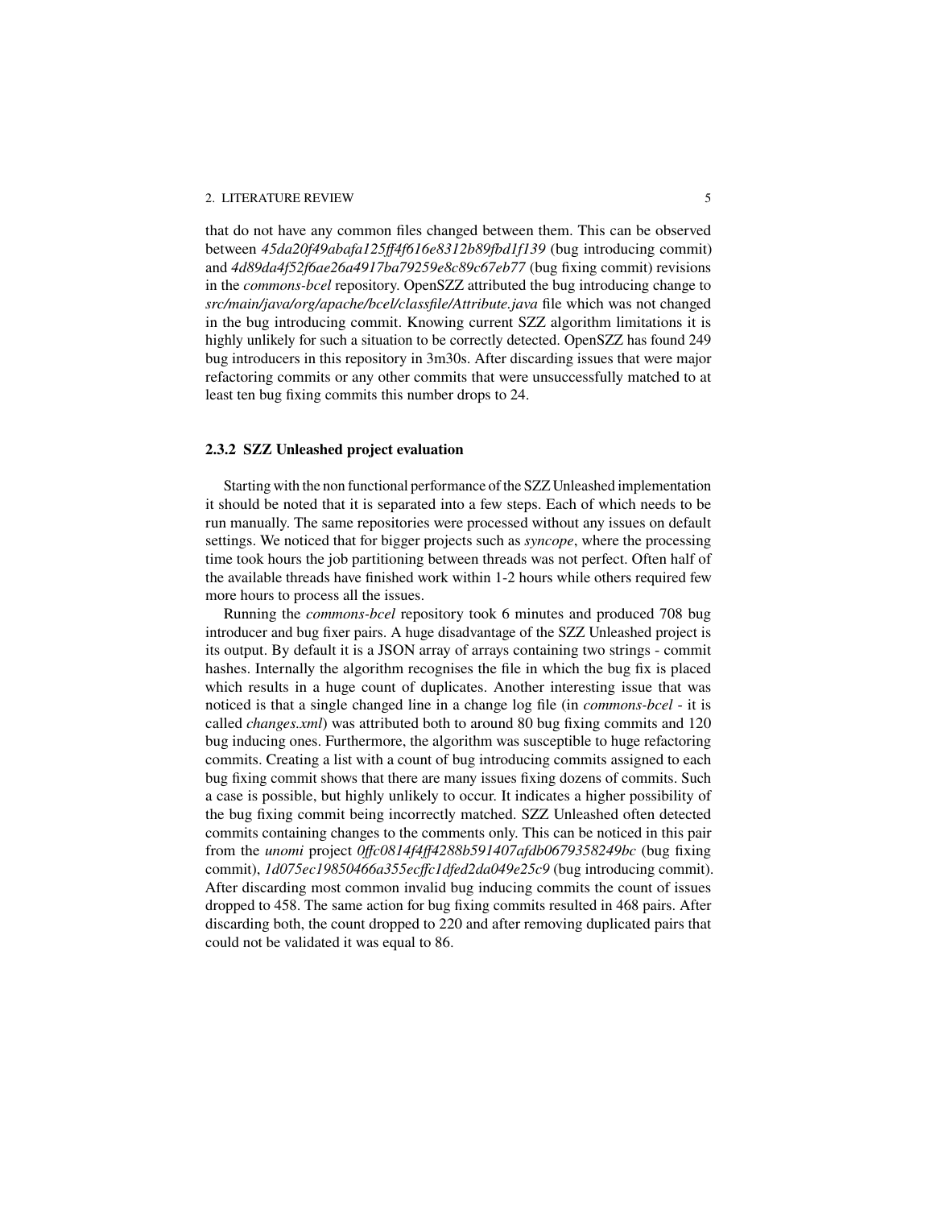that do not have any common files changed between them. This can be observed between *45da20f49abafa125ff4f616e8312b89fbd1f139* (bug introducing commit) and *4d89da4f52f6ae26a4917ba79259e8c89c67eb77* (bug fixing commit) revisions in the *commons-bcel* repository. OpenSZZ attributed the bug introducing change to *src/main/java/org/apache/bcel/classfile/Attribute.java* file which was not changed in the bug introducing commit. Knowing current SZZ algorithm limitations it is highly unlikely for such a situation to be correctly detected. OpenSZZ has found 249 bug introducers in this repository in 3m30s. After discarding issues that were major refactoring commits or any other commits that were unsuccessfully matched to at least ten bug fixing commits this number drops to 24.

### 2.3.2 SZZ Unleashed project evaluation

Starting with the non functional performance of the SZZ Unleashed implementation it should be noted that it is separated into a few steps. Each of which needs to be run manually. The same repositories were processed without any issues on default settings. We noticed that for bigger projects such as *syncope*, where the processing time took hours the job partitioning between threads was not perfect. Often half of the available threads have finished work within 1-2 hours while others required few more hours to process all the issues.

Running the *commons-bcel* repository took 6 minutes and produced 708 bug introducer and bug fixer pairs. A huge disadvantage of the SZZ Unleashed project is its output. By default it is a JSON array of arrays containing two strings - commit hashes. Internally the algorithm recognises the file in which the bug fix is placed which results in a huge count of duplicates. Another interesting issue that was noticed is that a single changed line in a change log file (in *commons-bcel* - it is called *changes.xml*) was attributed both to around 80 bug fixing commits and 120 bug inducing ones. Furthermore, the algorithm was susceptible to huge refactoring commits. Creating a list with a count of bug introducing commits assigned to each bug fixing commit shows that there are many issues fixing dozens of commits. Such a case is possible, but highly unlikely to occur. It indicates a higher possibility of the bug fixing commit being incorrectly matched. SZZ Unleashed often detected commits containing changes to the comments only. This can be noticed in this pair from the *unomi* project *0ffc0814f4ff4288b591407afdb0679358249bc* (bug fixing commit), *1d075ec19850466a355ecffc1dfed2da049e25c9* (bug introducing commit). After discarding most common invalid bug inducing commits the count of issues dropped to 458. The same action for bug fixing commits resulted in 468 pairs. After discarding both, the count dropped to 220 and after removing duplicated pairs that could not be validated it was equal to 86.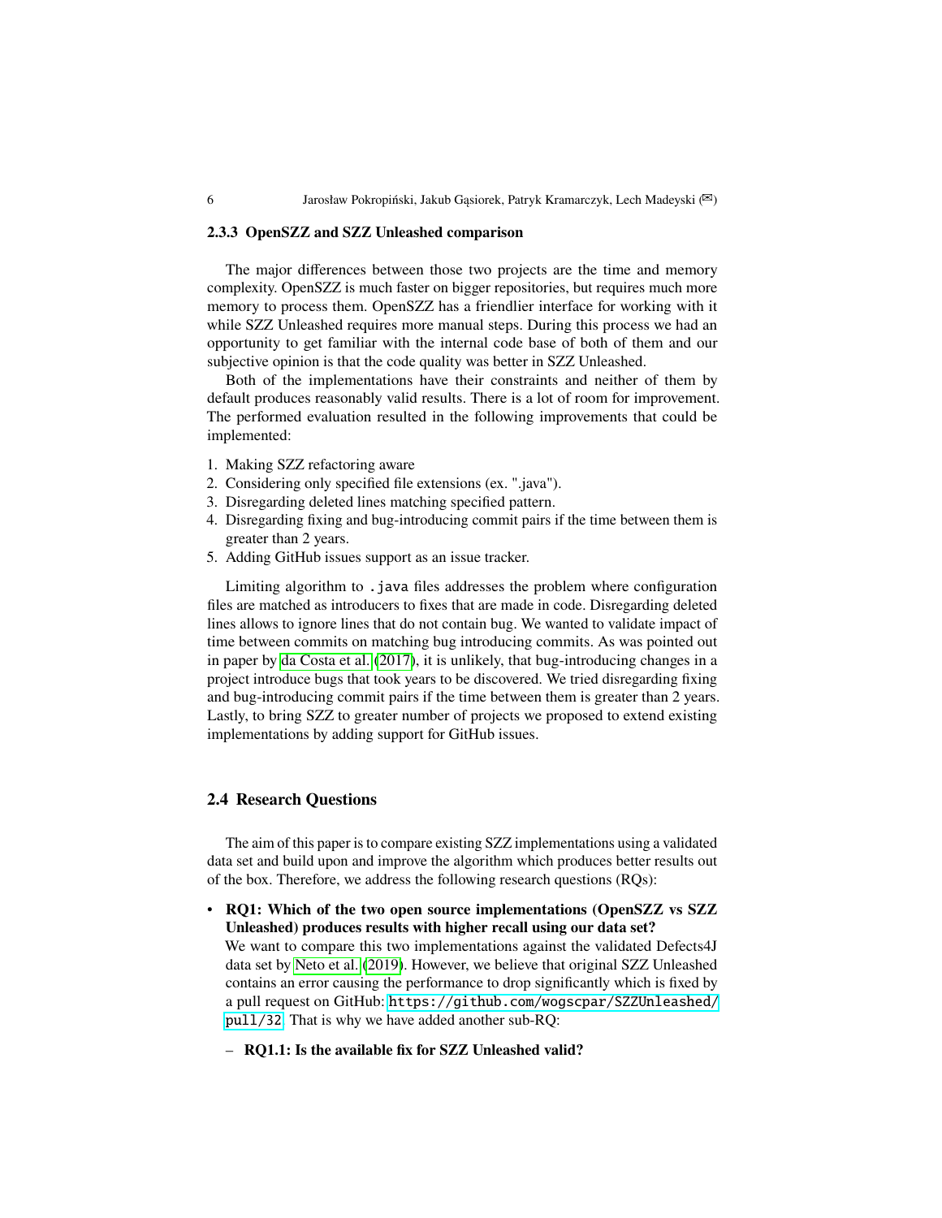### 2.3.3 OpenSZZ and SZZ Unleashed comparison

The major differences between those two projects are the time and memory complexity. OpenSZZ is much faster on bigger repositories, but requires much more memory to process them. OpenSZZ has a friendlier interface for working with it while SZZ Unleashed requires more manual steps. During this process we had an opportunity to get familiar with the internal code base of both of them and our subjective opinion is that the code quality was better in SZZ Unleashed.

Both of the implementations have their constraints and neither of them by default produces reasonably valid results. There is a lot of room for improvement. The performed evaluation resulted in the following improvements that could be implemented:

1. Making SZZ refactoring aware
2. Considering only specified file extensions (ex. ".java").
3. Disregarding deleted lines matching specified pattern.
4. Disregarding fixing and bug-introducing commit pairs if the time between them is greater than 2 years.
5. Adding GitHub issues support as an issue tracker.

Limiting algorithm to `.java` files addresses the problem where configuration files are matched as introducers to fixes that are made in code. Disregarding deleted lines allows to ignore lines that do not contain bug. We wanted to validate impact of time between commits on matching bug introducing commits. As was pointed out in paper by da Costa et al. (2017), it is unlikely, that bug-introducing changes in a project introduce bugs that took years to be discovered. We tried disregarding fixing and bug-introducing commit pairs if the time between them is greater than 2 years. Lastly, to bring SZZ to greater number of projects we proposed to extend existing implementations by adding support for GitHub issues.

## 2.4 Research Questions

The aim of this paper is to compare existing SZZ implementations using a validated data set and build upon and improve the algorithm which produces better results out of the box. Therefore, we address the following research questions (RQs):

- **RQ1: Which of the two open source implementations (OpenSZZ vs SZZ Unleashed) produces results with higher recall using our data set?**
  We want to compare this two implementations against the validated Defects4J data set by Neto et al. (2019). However, we believe that original SZZ Unleashed contains an error causing the performance to drop significantly which is fixed by a pull request on GitHub: `https://github.com/wogscpar/SZZUnleashed/pull/32`. That is why we have added another sub-RQ:
  - **RQ1.1: Is the available fix for SZZ Unleashed valid?**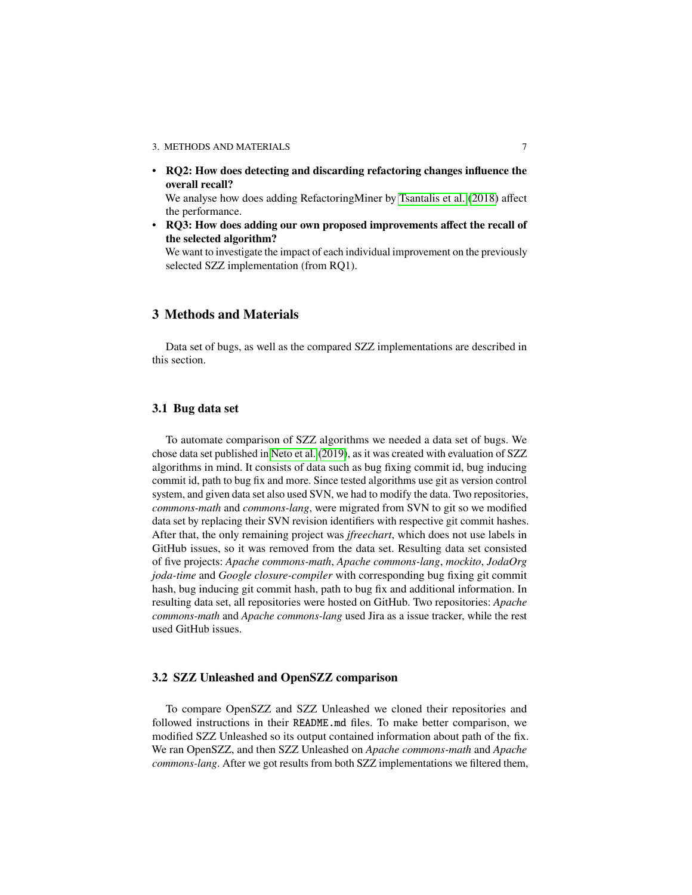- **RQ2: How does detecting and discarding refactoring changes influence the overall recall?**
  We analyse how does adding RefactoringMiner by Tsantalis et al. (2018) affect the performance.
- **RQ3: How does adding our own proposed improvements affect the recall of the selected algorithm?**
  We want to investigate the impact of each individual improvement on the previously selected SZZ implementation (from RQ1).

## 3 Methods and Materials

Data set of bugs, as well as the compared SZZ implementations are described in this section.

### 3.1 Bug data set

To automate comparison of SZZ algorithms we needed a data set of bugs. We chose data set published in Neto et al. (2019), as it was created with evaluation of SZZ algorithms in mind. It consists of data such as bug fixing commit id, bug inducing commit id, path to bug fix and more. Since tested algorithms use git as version control system, and given data set also used SVN, we had to modify the data. Two repositories, *commons-math* and *commons-lang*, were migrated from SVN to git so we modified data set by replacing their SVN revision identifiers with respective git commit hashes. After that, the only remaining project was *jfreechart*, which does not use labels in GitHub issues, so it was removed from the data set. Resulting data set consisted of five projects: *Apache commons-math*, *Apache commons-lang*, *mockito*, *JodaOrg joda-time* and *Google closure-compiler* with corresponding bug fixing git commit hash, bug inducing git commit hash, path to bug fix and additional information. In resulting data set, all repositories were hosted on GitHub. Two repositories: *Apache commons-math* and *Apache commons-lang* used Jira as a issue tracker, while the rest used GitHub issues.

### 3.2 SZZ Unleashed and OpenSZZ comparison

To compare OpenSZZ and SZZ Unleashed we cloned their repositories and followed instructions in their `README.md` files. To make better comparison, we modified SZZ Unleashed so its output contained information about path of the fix. We ran OpenSZZ, and then SZZ Unleashed on *Apache commons-math* and *Apache commons-lang*. After we got results from both SZZ implementations we filtered them,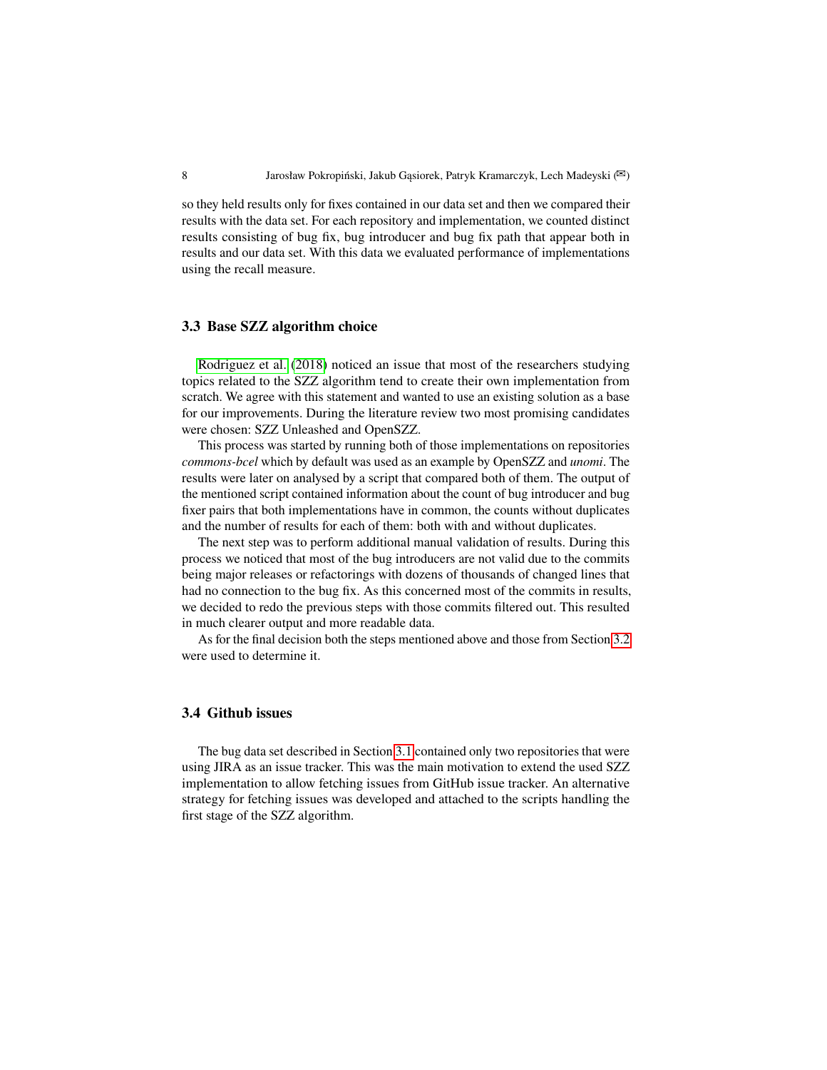so they held results only for fixes contained in our data set and then we compared their results with the data set. For each repository and implementation, we counted distinct results consisting of bug fix, bug introducer and bug fix path that appear both in results and our data set. With this data we evaluated performance of implementations using the recall measure.

### 3.3 Base SZZ algorithm choice

Rodriguez et al. (2018) noticed an issue that most of the researchers studying topics related to the SZZ algorithm tend to create their own implementation from scratch. We agree with this statement and wanted to use an existing solution as a base for our improvements. During the literature review two most promising candidates were chosen: SZZ Unleashed and OpenSZZ.

This process was started by running both of those implementations on repositories *commons-bcel* which by default was used as an example by OpenSZZ and *unomi*. The results were later on analysed by a script that compared both of them. The output of the mentioned script contained information about the count of bug introducer and bug fixer pairs that both implementations have in common, the counts without duplicates and the number of results for each of them: both with and without duplicates.

The next step was to perform additional manual validation of results. During this process we noticed that most of the bug introducers are not valid due to the commits being major releases or refactorings with dozens of thousands of changed lines that had no connection to the bug fix. As this concerned most of the commits in results, we decided to redo the previous steps with those commits filtered out. This resulted in much clearer output and more readable data.

As for the final decision both the steps mentioned above and those from Section 3.2 were used to determine it.

### 3.4 Github issues

The bug data set described in Section 3.1 contained only two repositories that were using JIRA as an issue tracker. This was the main motivation to extend the used SZZ implementation to allow fetching issues from GitHub issue tracker. An alternative strategy for fetching issues was developed and attached to the scripts handling the first stage of the SZZ algorithm.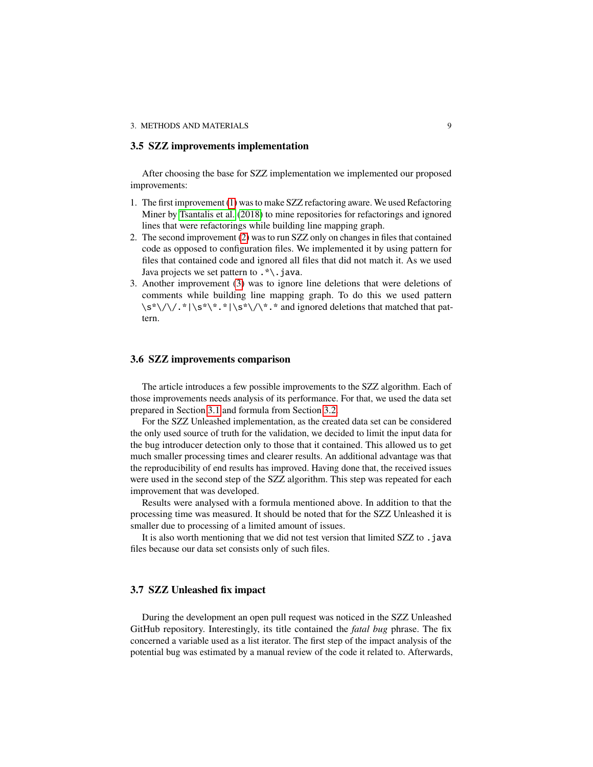### 3.5 SZZ improvements implementation

After choosing the base for SZZ implementation we implemented our proposed improvements:

1. The first improvement (1) was to make SZZ refactoring aware. We used Refactoring Miner by Tsantalis et al. (2018) to mine repositories for refactorings and ignored lines that were refactorings while building line mapping graph.
2. The second improvement (2) was to run SZZ only on changes in files that contained code as opposed to configuration files. We implemented it by using pattern for files that contained code and ignored all files that did not match it. As we used Java projects we set pattern to `.*\.java`.
3. Another improvement (3) was to ignore line deletions that were deletions of comments while building line mapping graph. To do this we used pattern `\s*\/\/.*|\s*\*.*|\s*\/\*.*` and ignored deletions that matched that pattern.

### 3.6 SZZ improvements comparison

The article introduces a few possible improvements to the SZZ algorithm. Each of those improvements needs analysis of its performance. For that, we used the data set prepared in Section 3.1 and formula from Section 3.2.

For the SZZ Unleashed implementation, as the created data set can be considered the only used source of truth for the validation, we decided to limit the input data for the bug introducer detection only to those that it contained. This allowed us to get much smaller processing times and clearer results. An additional advantage was that the reproducibility of end results has improved. Having done that, the received issues were used in the second step of the SZZ algorithm. This step was repeated for each improvement that was developed.

Results were analysed with a formula mentioned above. In addition to that the processing time was measured. It should be noted that for the SZZ Unleashed it is smaller due to processing of a limited amount of issues.

It is also worth mentioning that we did not test version that limited SZZ to `.java` files because our data set consists only of such files.

### 3.7 SZZ Unleashed fix impact

During the development an open pull request was noticed in the SZZ Unleashed GitHub repository. Interestingly, its title contained the *fatal bug* phrase. The fix concerned a variable used as a list iterator. The first step of the impact analysis of the potential bug was estimated by a manual review of the code it related to. Afterwards,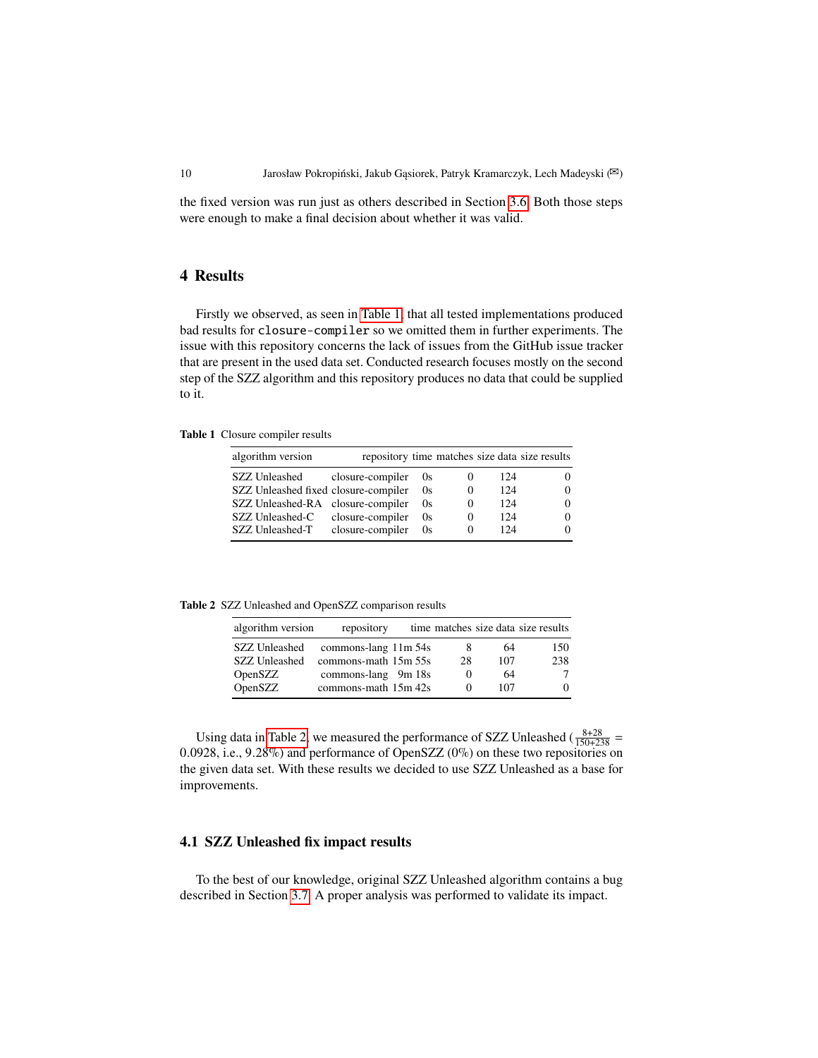the fixed version was run just as others described in Section 3.6. Both those steps were enough to make a final decision about whether it was valid.

## 4 Results

Firstly we observed, as seen in Table 1, that all tested implementations produced bad results for `closure-compiler` so we omitted them in further experiments. The issue with this repository concerns the lack of issues from the GitHub issue tracker that are present in the used data set. Conducted research focuses mostly on the second step of the SZZ algorithm and this repository produces no data that could be supplied to it.

**Table 1** Closure compiler results

| algorithm version | repository | time | matches | size data | size results |
|---|---|---|---|---|---|
| SZZ Unleashed | closure-compiler | 0s | 0 | 124 | 0 |
| SZZ Unleashed fixed | closure-compiler | 0s | 0 | 124 | 0 |
| SZZ Unleashed-RA | closure-compiler | 0s | 0 | 124 | 0 |
| SZZ Unleashed-C | closure-compiler | 0s | 0 | 124 | 0 |
| SZZ Unleashed-T | closure-compiler | 0s | 0 | 124 | 0 |

**Table 2** SZZ Unleashed and OpenSZZ comparison results

| algorithm version | repository | time | matches | size data | size results |
|---|---|---|---|---|---|
| SZZ Unleashed | commons-lang | 11m 54s | 8 | 64 | 150 |
| SZZ Unleashed | commons-math | 15m 55s | 28 | 107 | 238 |
| OpenSZZ | commons-lang | 9m 18s | 0 | 64 | 7 |
| OpenSZZ | commons-math | 15m 42s | 0 | 107 | 0 |

Using data in Table 2, we measured the performance of SZZ Unleashed ($\frac{8+28}{150+238} = 0.0928$, i.e., 9.28%) and performance of OpenSZZ (0%) on these two repositories on the given data set. With these results we decided to use SZZ Unleashed as a base for improvements.

### 4.1 SZZ Unleashed fix impact results

To the best of our knowledge, original SZZ Unleashed algorithm contains a bug described in Section 3.7. A proper analysis was performed to validate its impact.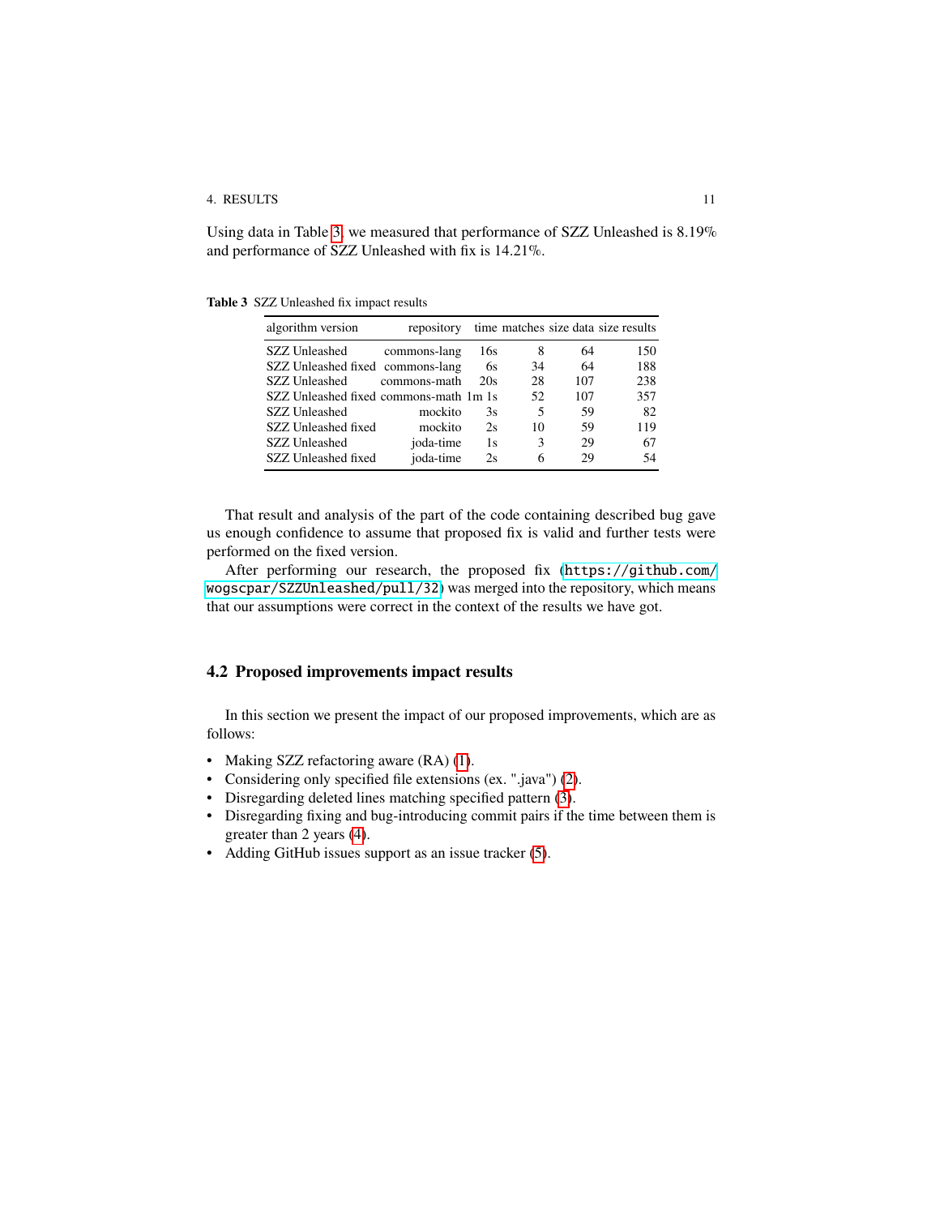Using data in Table 3, we measured that performance of SZZ Unleashed is 8.19% and performance of SZZ Unleashed with fix is 14.21%.

**Table 3** SZZ Unleashed fix impact results

| algorithm version | repository | time | matches | size data | size results |
|---|---|---|---|---|---|
| SZZ Unleashed | commons-lang | 16s | 8 | 64 | 150 |
| SZZ Unleashed fixed | commons-lang | 6s | 34 | 64 | 188 |
| SZZ Unleashed | commons-math | 20s | 28 | 107 | 238 |
| SZZ Unleashed fixed | commons-math | 1m 1s | 52 | 107 | 357 |
| SZZ Unleashed | mockito | 3s | 5 | 59 | 82 |
| SZZ Unleashed fixed | mockito | 2s | 10 | 59 | 119 |
| SZZ Unleashed | joda-time | 1s | 3 | 29 | 67 |
| SZZ Unleashed fixed | joda-time | 2s | 6 | 29 | 54 |

That result and analysis of the part of the code containing described bug gave us enough confidence to assume that proposed fix is valid and further tests were performed on the fixed version.

After performing our research, the proposed fix (`https://github.com/wogscpar/SZZUnleashed/pull/32`) was merged into the repository, which means that our assumptions were correct in the context of the results we have got.

## 4.2 Proposed improvements impact results

In this section we present the impact of our proposed improvements, which are as follows:

- Making SZZ refactoring aware (RA) (1).
- Considering only specified file extensions (ex. ".java") (2).
- Disregarding deleted lines matching specified pattern (3).
- Disregarding fixing and bug-introducing commit pairs if the time between them is greater than 2 years (4).
- Adding GitHub issues support as an issue tracker (5).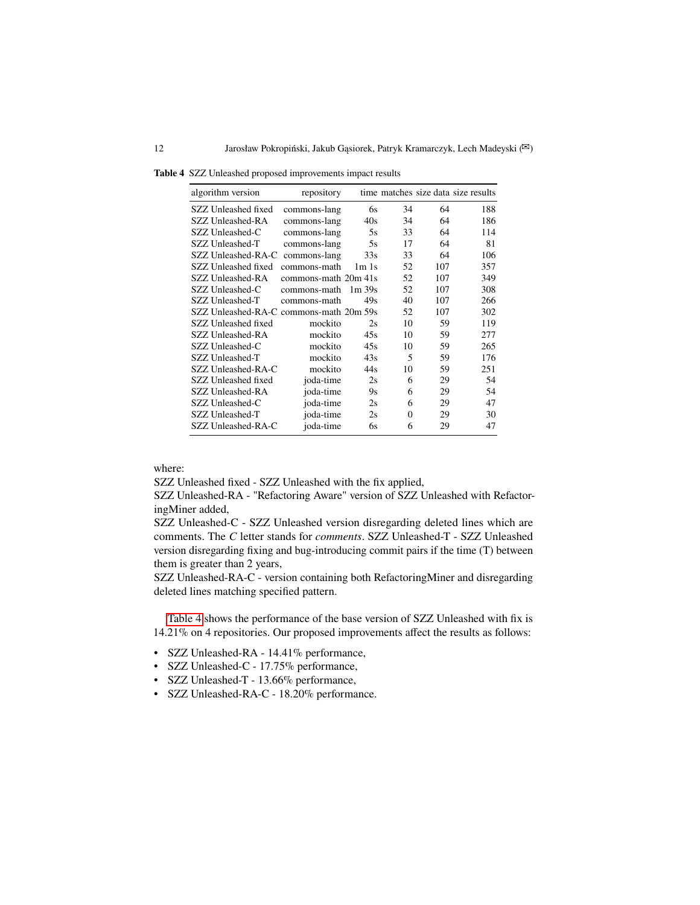**Table 4** SZZ Unleashed proposed improvements impact results

| algorithm version | repository | time | matches | size data | size results |
|---|---|---|---|---|---|
| SZZ Unleashed fixed | commons-lang | 6s | 34 | 64 | 188 |
| SZZ Unleashed-RA | commons-lang | 40s | 34 | 64 | 186 |
| SZZ Unleashed-C | commons-lang | 5s | 33 | 64 | 114 |
| SZZ Unleashed-T | commons-lang | 5s | 17 | 64 | 81 |
| SZZ Unleashed-RA-C | commons-lang | 33s | 33 | 64 | 106 |
| SZZ Unleashed fixed | commons-math | 1m 1s | 52 | 107 | 357 |
| SZZ Unleashed-RA | commons-math | 20m 41s | 52 | 107 | 349 |
| SZZ Unleashed-C | commons-math | 1m 39s | 52 | 107 | 308 |
| SZZ Unleashed-T | commons-math | 49s | 40 | 107 | 266 |
| SZZ Unleashed-RA-C | commons-math | 20m 59s | 52 | 107 | 302 |
| SZZ Unleashed fixed | mockito | 2s | 10 | 59 | 119 |
| SZZ Unleashed-RA | mockito | 45s | 10 | 59 | 277 |
| SZZ Unleashed-C | mockito | 45s | 10 | 59 | 265 |
| SZZ Unleashed-T | mockito | 43s | 5 | 59 | 176 |
| SZZ Unleashed-RA-C | mockito | 44s | 10 | 59 | 251 |
| SZZ Unleashed fixed | joda-time | 2s | 6 | 29 | 54 |
| SZZ Unleashed-RA | joda-time | 9s | 6 | 29 | 54 |
| SZZ Unleashed-C | joda-time | 2s | 6 | 29 | 47 |
| SZZ Unleashed-T | joda-time | 2s | 0 | 29 | 30 |
| SZZ Unleashed-RA-C | joda-time | 6s | 6 | 29 | 47 |

where:
SZZ Unleashed fixed - SZZ Unleashed with the fix applied,
SZZ Unleashed-RA - "Refactoring Aware" version of SZZ Unleashed with RefactoringMiner added,
SZZ Unleashed-C - SZZ Unleashed version disregarding deleted lines which are comments. The *C* letter stands for *comments*. SZZ Unleashed-T - SZZ Unleashed version disregarding fixing and bug-introducing commit pairs if the time (T) between them is greater than 2 years,
SZZ Unleashed-RA-C - version containing both RefactoringMiner and disregarding deleted lines matching specified pattern.

Table 4 shows the performance of the base version of SZZ Unleashed with fix is 14.21% on 4 repositories. Our proposed improvements affect the results as follows:

- SZZ Unleashed-RA - 14.41% performance,
- SZZ Unleashed-C - 17.75% performance,
- SZZ Unleashed-T - 13.66% performance,
- SZZ Unleashed-RA-C - 18.20% performance.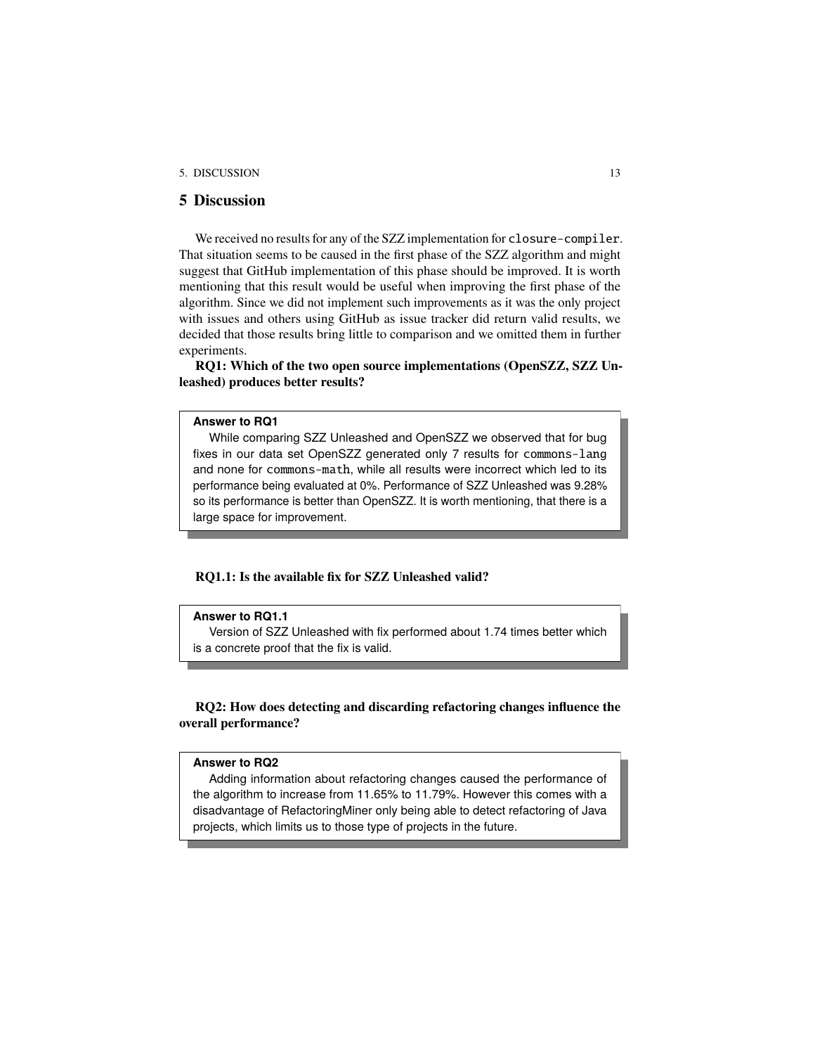## 5 Discussion

We received no results for any of the SZZ implementation for `closure-compiler`. That situation seems to be caused in the first phase of the SZZ algorithm and might suggest that GitHub implementation of this phase should be improved. It is worth mentioning that this result would be useful when improving the first phase of the algorithm. Since we did not implement such improvements as it was the only project with issues and others using GitHub as issue tracker did return valid results, we decided that those results bring little to comparison and we omitted them in further experiments.

**RQ1: Which of the two open source implementations (OpenSZZ, SZZ Unleashed) produces better results?**

> **Answer to RQ1**
>
> While comparing SZZ Unleashed and OpenSZZ we observed that for bug fixes in our data set OpenSZZ generated only 7 results for `commons-lang` and none for `commons-math`, while all results were incorrect which led to its performance being evaluated at 0%. Performance of SZZ Unleashed was 9.28% so its performance is better than OpenSZZ. It is worth mentioning, that there is a large space for improvement.

**RQ1.1: Is the available fix for SZZ Unleashed valid?**

> **Answer to RQ1.1**
>
> Version of SZZ Unleashed with fix performed about 1.74 times better which is a concrete proof that the fix is valid.

**RQ2: How does detecting and discarding refactoring changes influence the overall performance?**

> **Answer to RQ2**
>
> Adding information about refactoring changes caused the performance of the algorithm to increase from 11.65% to 11.79%. However this comes with a disadvantage of RefactoringMiner only being able to detect refactoring of Java projects, which limits us to those type of projects in the future.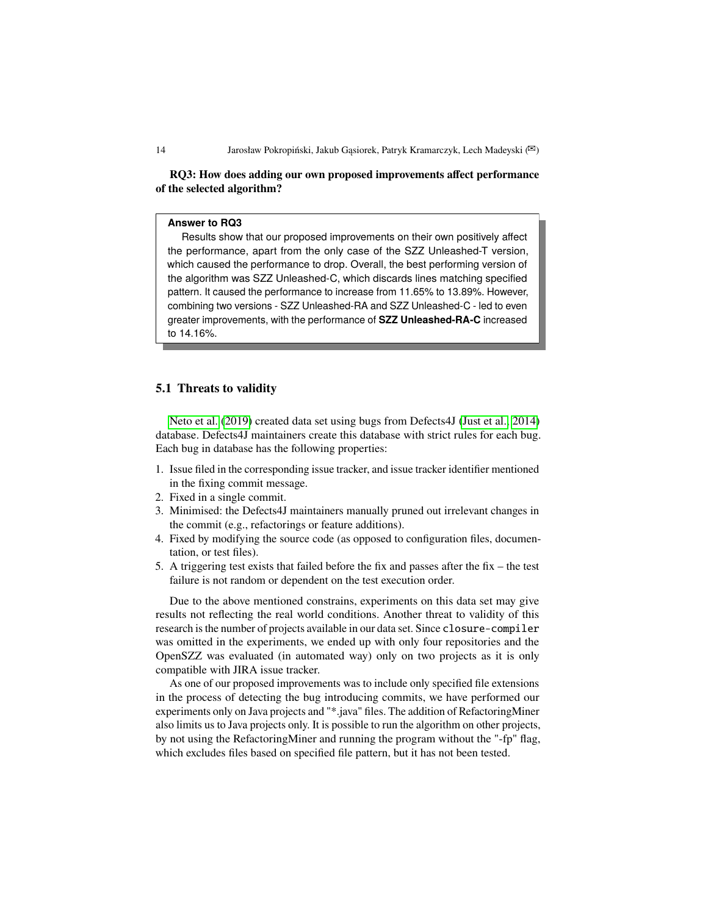**RQ3: How does adding our own proposed improvements affect performance of the selected algorithm?**

> **Answer to RQ3**
>
> Results show that our proposed improvements on their own positively affect the performance, apart from the only case of the SZZ Unleashed-T version, which caused the performance to drop. Overall, the best performing version of the algorithm was SZZ Unleashed-C, which discards lines matching specified pattern. It caused the performance to increase from 11.65% to 13.89%. However, combining two versions - SZZ Unleashed-RA and SZZ Unleashed-C - led to even greater improvements, with the performance of **SZZ Unleashed-RA-C** increased to 14.16%.

### 5.1 Threats to validity

Neto et al. (2019) created data set using bugs from Defects4J (Just et al., 2014) database. Defects4J maintainers create this database with strict rules for each bug. Each bug in database has the following properties:

1. Issue filed in the corresponding issue tracker, and issue tracker identifier mentioned in the fixing commit message.
2. Fixed in a single commit.
3. Minimised: the Defects4J maintainers manually pruned out irrelevant changes in the commit (e.g., refactorings or feature additions).
4. Fixed by modifying the source code (as opposed to configuration files, documentation, or test files).
5. A triggering test exists that failed before the fix and passes after the fix – the test failure is not random or dependent on the test execution order.

Due to the above mentioned constrains, experiments on this data set may give results not reflecting the real world conditions. Another threat to validity of this research is the number of projects available in our data set. Since `closure-compiler` was omitted in the experiments, we ended up with only four repositories and the OpenSZZ was evaluated (in automated way) only on two projects as it is only compatible with JIRA issue tracker.

As one of our proposed improvements was to include only specified file extensions in the process of detecting the bug introducing commits, we have performed our experiments only on Java projects and "*.java" files. The addition of RefactoringMiner also limits us to Java projects only. It is possible to run the algorithm on other projects, by not using the RefactoringMiner and running the program without the "-fp" flag, which excludes files based on specified file pattern, but it has not been tested.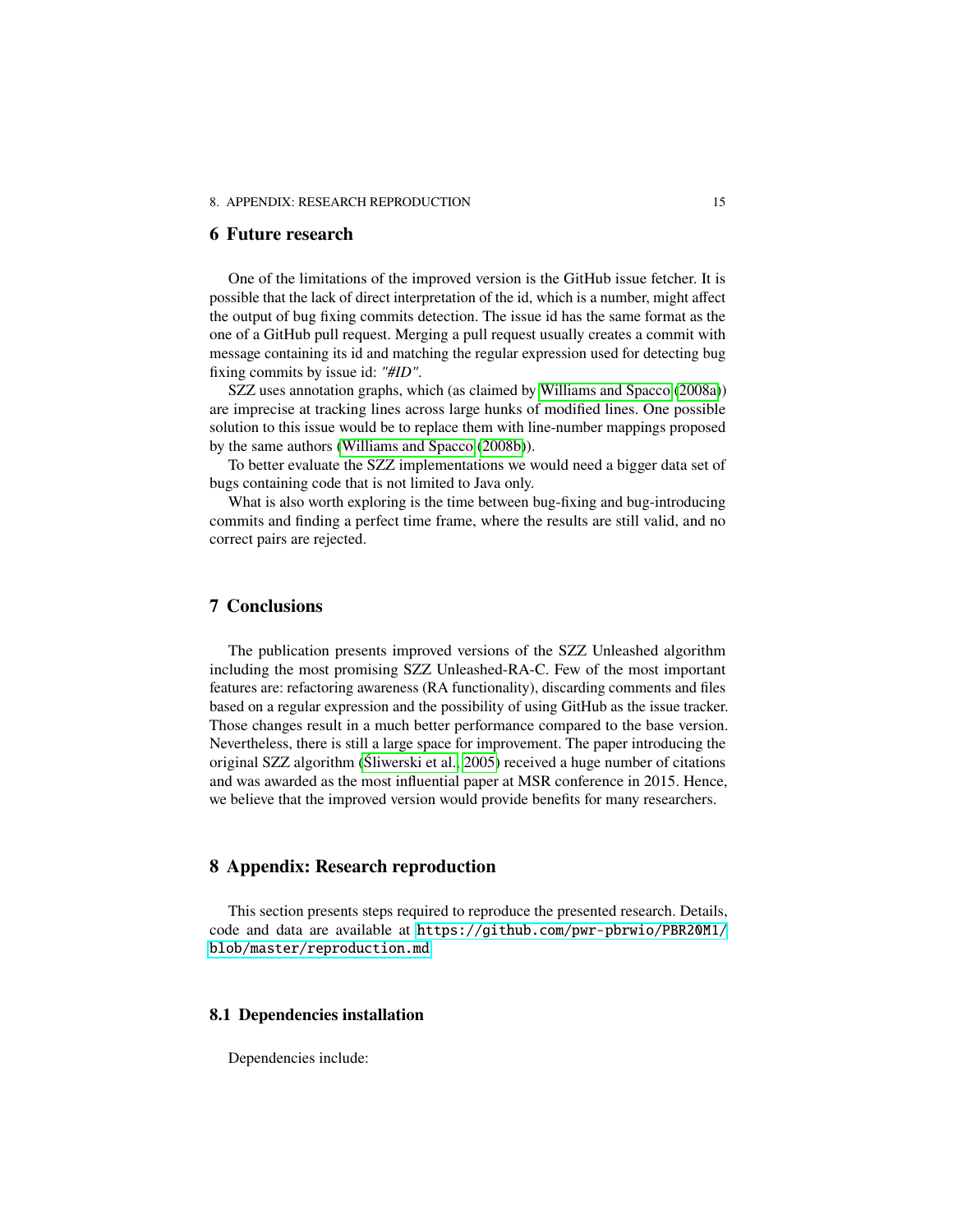## 6 Future research

One of the limitations of the improved version is the GitHub issue fetcher. It is possible that the lack of direct interpretation of the id, which is a number, might affect the output of bug fixing commits detection. The issue id has the same format as the one of a GitHub pull request. Merging a pull request usually creates a commit with message containing its id and matching the regular expression used for detecting bug fixing commits by issue id: *"#ID"*.

SZZ uses annotation graphs, which (as claimed by Williams and Spacco (2008a)) are imprecise at tracking lines across large hunks of modified lines. One possible solution to this issue would be to replace them with line-number mappings proposed by the same authors (Williams and Spacco (2008b)).

To better evaluate the SZZ implementations we would need a bigger data set of bugs containing code that is not limited to Java only.

What is also worth exploring is the time between bug-fixing and bug-introducing commits and finding a perfect time frame, where the results are still valid, and no correct pairs are rejected.

## 7 Conclusions

The publication presents improved versions of the SZZ Unleashed algorithm including the most promising SZZ Unleashed-RA-C. Few of the most important features are: refactoring awareness (RA functionality), discarding comments and files based on a regular expression and the possibility of using GitHub as the issue tracker. Those changes result in a much better performance compared to the base version. Nevertheless, there is still a large space for improvement. The paper introducing the original SZZ algorithm (Śliwerski et al., 2005) received a huge number of citations and was awarded as the most influential paper at MSR conference in 2015. Hence, we believe that the improved version would provide benefits for many researchers.

## 8 Appendix: Research reproduction

This section presents steps required to reproduce the presented research. Details, code and data are available at `https://github.com/pwr-pbrwio/PBR20M1/blob/master/reproduction.md`

### 8.1 Dependencies installation

Dependencies include: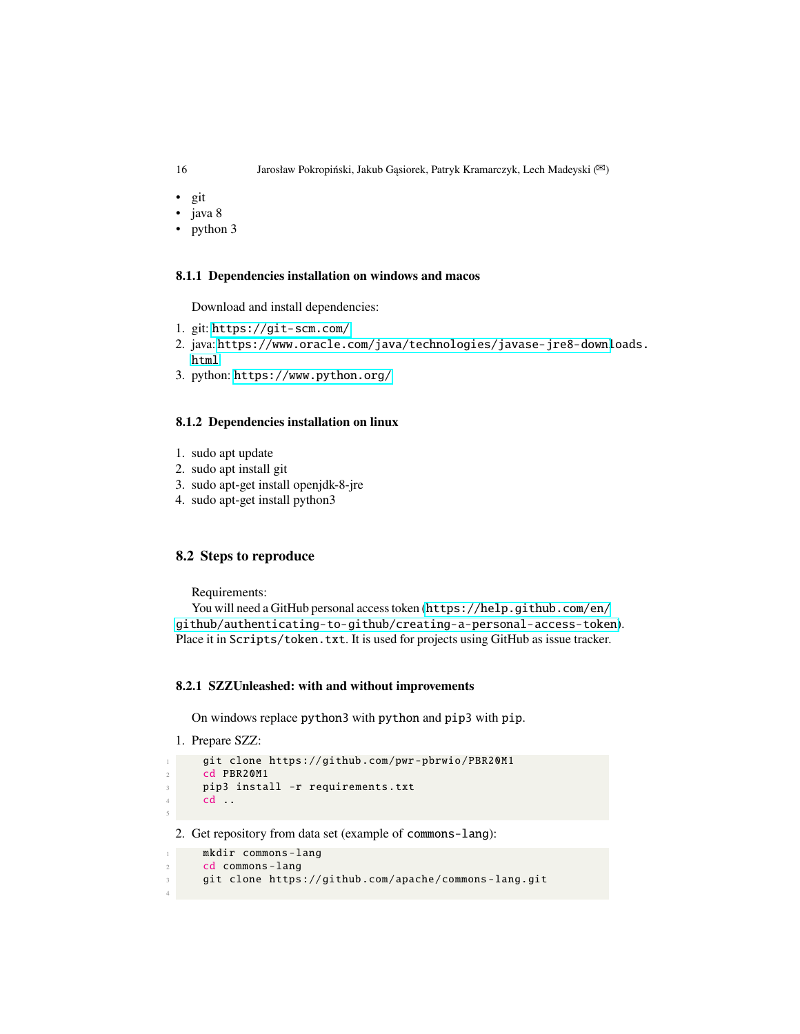- git
- java 8
- python 3

### 8.1.1 Dependencies installation on windows and macos

Download and install dependencies:

1. git: https://git-scm.com/
2. java: https://www.oracle.com/java/technologies/javase-jre8-downloads.html
3. python: https://www.python.org/

### 8.1.2 Dependencies installation on linux

1. sudo apt update
2. sudo apt install git
3. sudo apt-get install openjdk-8-jre
4. sudo apt-get install python3

## 8.2 Steps to reproduce

Requirements:
You will need a GitHub personal access token (https://help.github.com/en/github/authenticating-to-github/creating-a-personal-access-token). Place it in `Scripts/token.txt`. It is used for projects using GitHub as issue tracker.

### 8.2.1 SZZUnleashed: with and without improvements

On windows replace `python3` with `python` and `pip3` with `pip`.

1. Prepare SZZ:

```
git clone https://github.com/pwr-pbrwio/PBR20M1
cd PBR20M1
pip3 install -r requirements.txt
cd ..
```

2. Get repository from data set (example of `commons-lang`):

```
mkdir commons-lang
cd commons-lang
git clone https://github.com/apache/commons-lang.git
```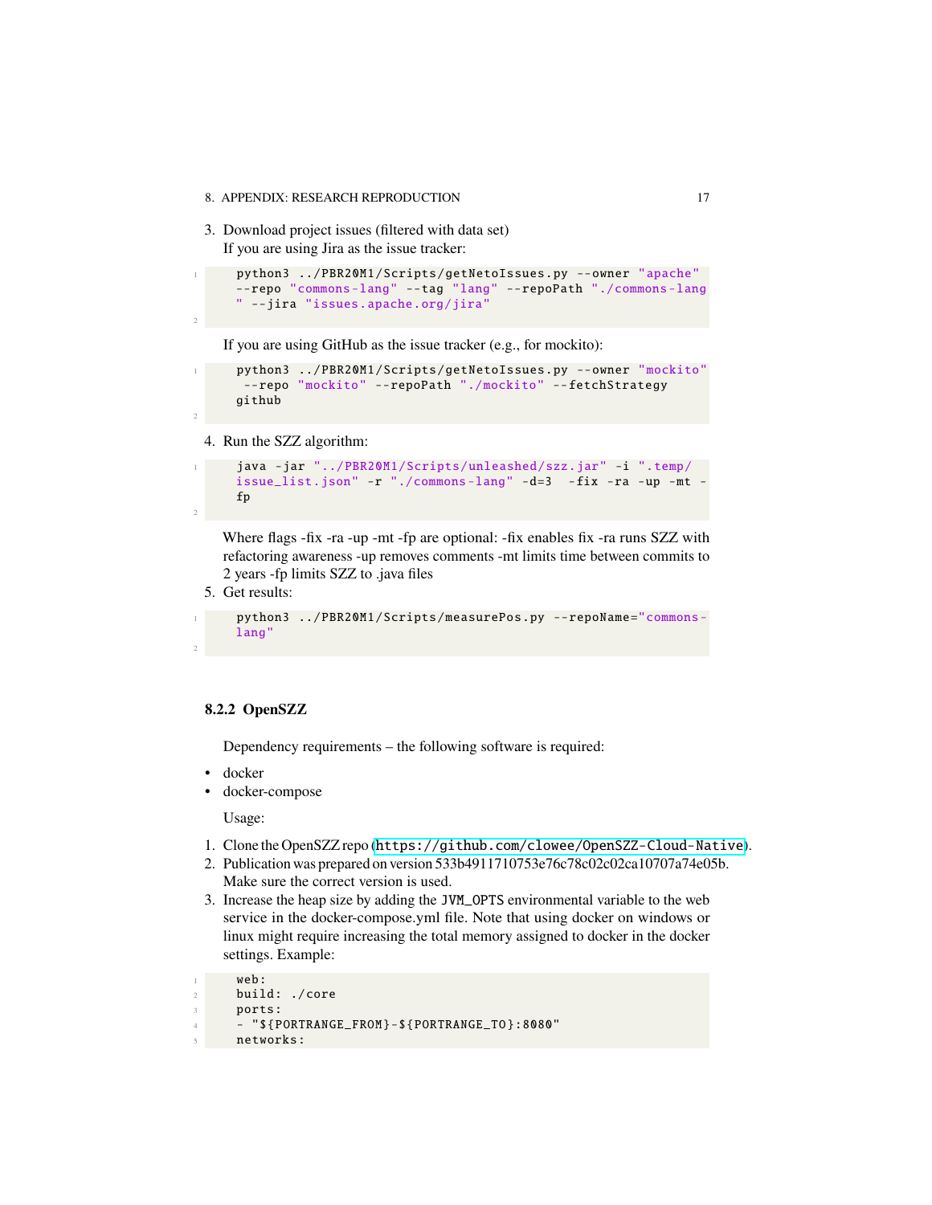3. Download project issues (filtered with data set)
   If you are using Jira as the issue tracker:

```
python3 ../PBR20M1/Scripts/getNetoIssues.py --owner "apache" --repo "commons-lang" --tag "lang" --repoPath "./commons-lang" --jira "issues.apache.org/jira"
```

   If you are using GitHub as the issue tracker (e.g., for mockito):

```
python3 ../PBR20M1/Scripts/getNetoIssues.py --owner "mockito" --repo "mockito" --repoPath "./mockito" --fetchStrategy github
```

4. Run the SZZ algorithm:

```
java -jar "../PBR20M1/Scripts/unleashed/szz.jar" -i ".temp/issue_list.json" -r "./commons-lang" -d=3  -fix -ra -up -mt -fp
```

   Where flags -fix -ra -up -mt -fp are optional: -fix enables fix -ra runs SZZ with refactoring awareness -up removes comments -mt limits time between commits to 2 years -fp limits SZZ to .java files

5. Get results:

```
python3 ../PBR20M1/Scripts/measurePos.py --repoName="commons-lang"
```

### 8.2.2 OpenSZZ

Dependency requirements – the following software is required:

- docker
- docker-compose

Usage:

1. Clone the OpenSZZ repo (`https://github.com/clowee/OpenSZZ-Cloud-Native`).
2. Publication was prepared on version 533b4911710753e76c78c02c02ca10707a74e05b. Make sure the correct version is used.
3. Increase the heap size by adding the `JVM_OPTS` environmental variable to the web service in the docker-compose.yml file. Note that using docker on windows or linux might require increasing the total memory assigned to docker in the docker settings. Example:

```
web:
build: ./core
ports:
- "${PORTRANGE_FROM}-${PORTRANGE_TO}:8080"
networks:
```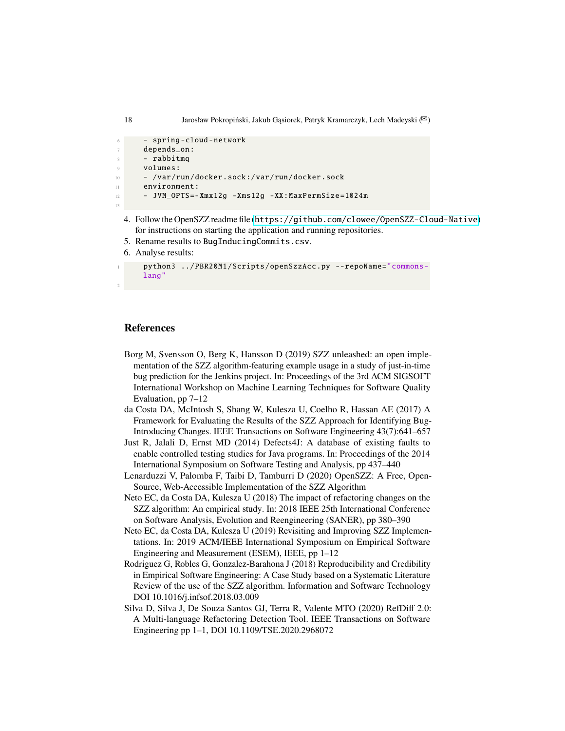```
    - spring-cloud-network
    depends_on:
    - rabbitmq
    volumes:
    - /var/run/docker.sock:/var/run/docker.sock
    environment:
    - JVM_OPTS=-Xmx12g -Xms12g -XX:MaxPermSize=1024m

```

4. Follow the OpenSZZ readme file (https://github.com/clowee/OpenSZZ-Cloud-Native) for instructions on starting the application and running repositories.
5. Rename results to BugInducingCommits.csv.
6. Analyse results:

```
python3 ../PBR20M1/Scripts/openSzzAcc.py --repoName="commons-lang"

```

## References

Borg M, Svensson O, Berg K, Hansson D (2019) SZZ unleashed: an open implementation of the SZZ algorithm-featuring example usage in a study of just-in-time bug prediction for the Jenkins project. In: Proceedings of the 3rd ACM SIGSOFT International Workshop on Machine Learning Techniques for Software Quality Evaluation, pp 7–12

da Costa DA, McIntosh S, Shang W, Kulesza U, Coelho R, Hassan AE (2017) A Framework for Evaluating the Results of the SZZ Approach for Identifying Bug-Introducing Changes. IEEE Transactions on Software Engineering 43(7):641–657

Just R, Jalali D, Ernst MD (2014) Defects4J: A database of existing faults to enable controlled testing studies for Java programs. In: Proceedings of the 2014 International Symposium on Software Testing and Analysis, pp 437–440

Lenarduzzi V, Palomba F, Taibi D, Tamburri D (2020) OpenSZZ: A Free, Open-Source, Web-Accessible Implementation of the SZZ Algorithm

Neto EC, da Costa DA, Kulesza U (2018) The impact of refactoring changes on the SZZ algorithm: An empirical study. In: 2018 IEEE 25th International Conference on Software Analysis, Evolution and Reengineering (SANER), pp 380–390

Neto EC, da Costa DA, Kulesza U (2019) Revisiting and Improving SZZ Implementations. In: 2019 ACM/IEEE International Symposium on Empirical Software Engineering and Measurement (ESEM), IEEE, pp 1–12

Rodriguez G, Robles G, Gonzalez-Barahona J (2018) Reproducibility and Credibility in Empirical Software Engineering: A Case Study based on a Systematic Literature Review of the use of the SZZ algorithm. Information and Software Technology DOI 10.1016/j.infsof.2018.03.009

Silva D, Silva J, De Souza Santos GJ, Terra R, Valente MTO (2020) RefDiff 2.0: A Multi-language Refactoring Detection Tool. IEEE Transactions on Software Engineering pp 1–1, DOI 10.1109/TSE.2020.2968072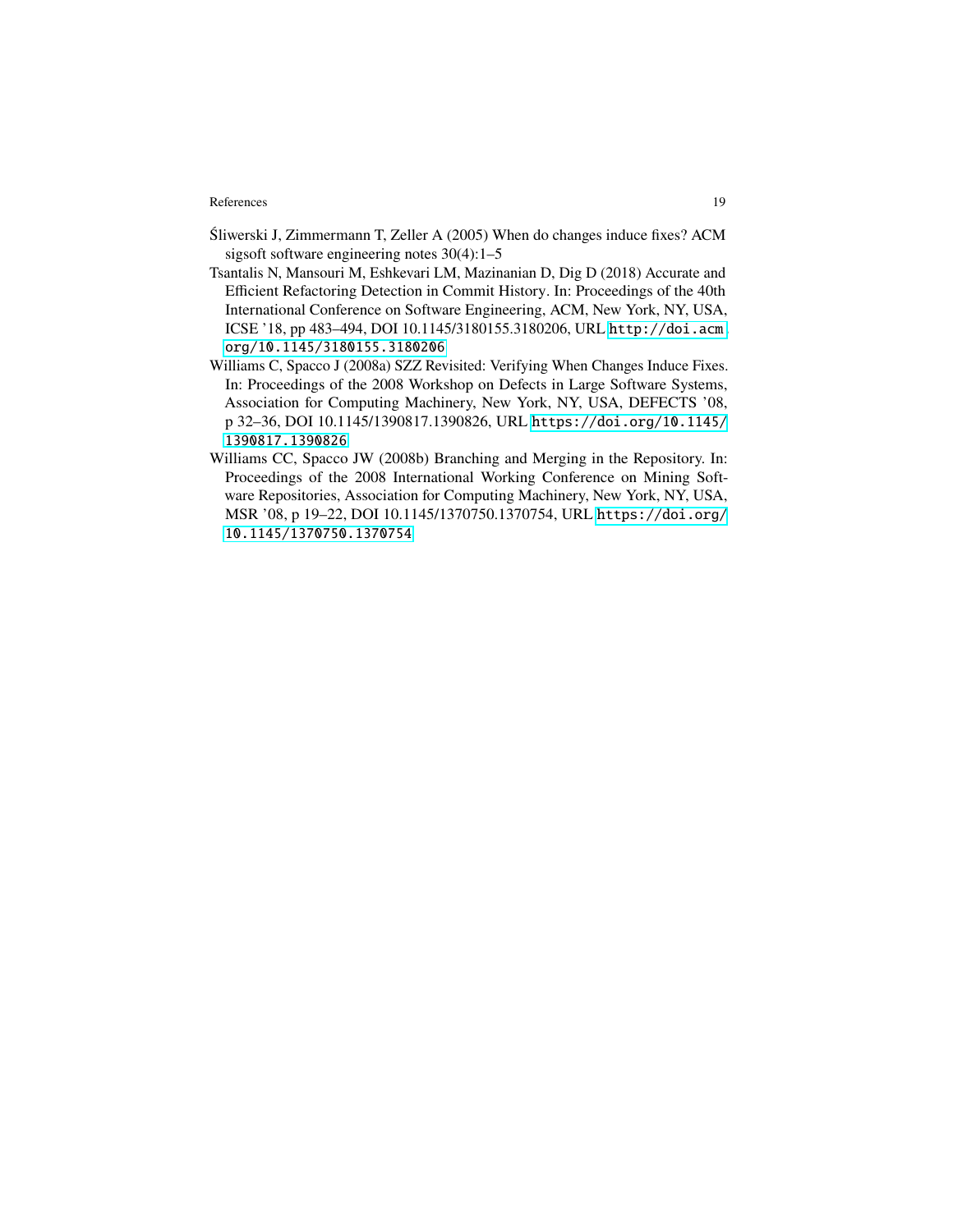Śliwerski J, Zimmermann T, Zeller A (2005) When do changes induce fixes? ACM sigsoft software engineering notes 30(4):1–5

Tsantalis N, Mansouri M, Eshkevari LM, Mazinanian D, Dig D (2018) Accurate and Efficient Refactoring Detection in Commit History. In: Proceedings of the 40th International Conference on Software Engineering, ACM, New York, NY, USA, ICSE '18, pp 483–494, DOI 10.1145/3180155.3180206, URL http://doi.acm.org/10.1145/3180155.3180206

Williams C, Spacco J (2008a) SZZ Revisited: Verifying When Changes Induce Fixes. In: Proceedings of the 2008 Workshop on Defects in Large Software Systems, Association for Computing Machinery, New York, NY, USA, DEFECTS '08, p 32–36, DOI 10.1145/1390817.1390826, URL https://doi.org/10.1145/1390817.1390826

Williams CC, Spacco JW (2008b) Branching and Merging in the Repository. In: Proceedings of the 2008 International Working Conference on Mining Software Repositories, Association for Computing Machinery, New York, NY, USA, MSR '08, p 19–22, DOI 10.1145/1370750.1370754, URL https://doi.org/10.1145/1370750.1370754